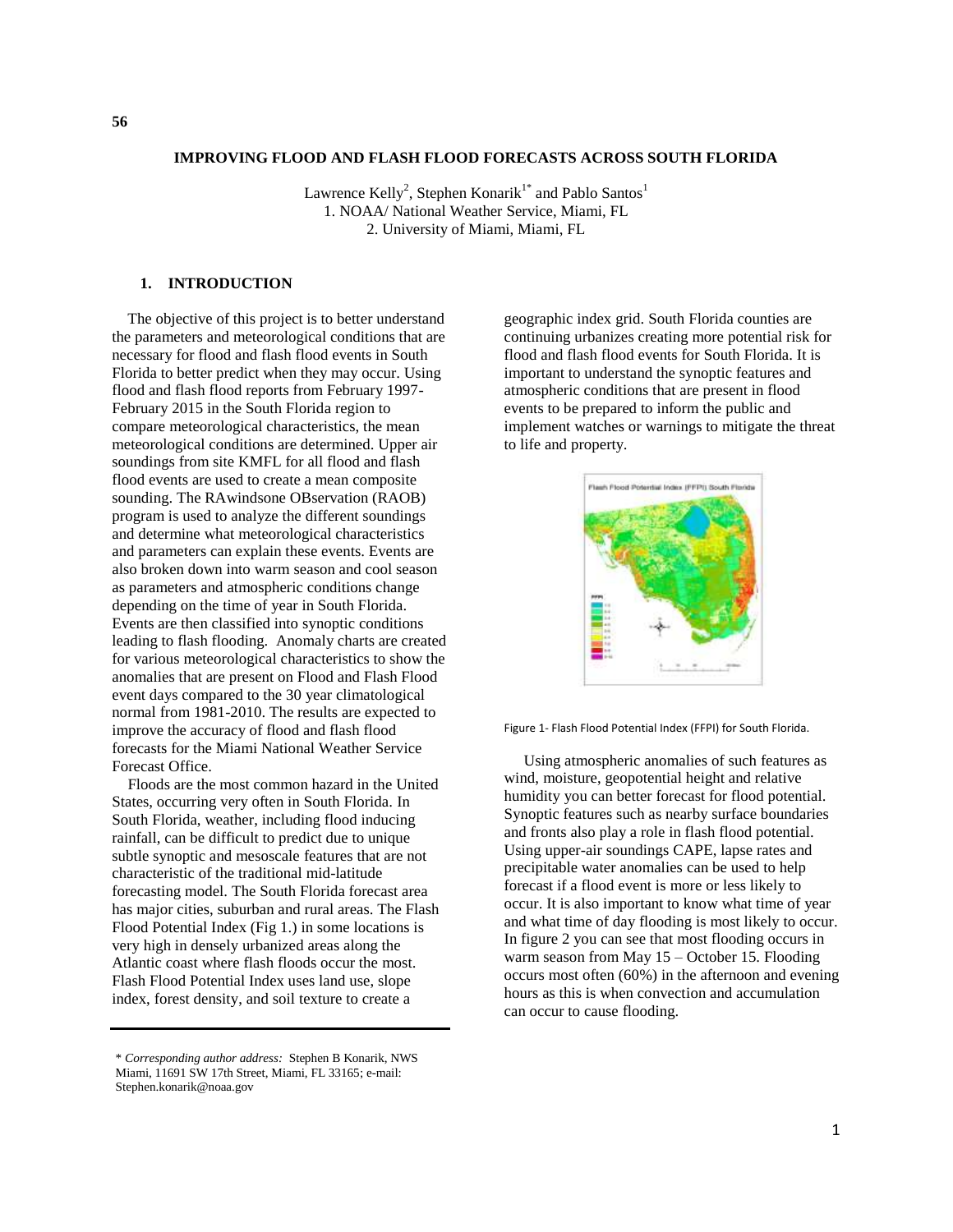# IMPROVING FLOOD AND FLASH FLOOD FORECASTS ACROSS SOUTH FLORIDA

Lawrence Kelly[2], Stephen Konarik[1*] and Pablo Santos[1]
1. NOAA/ National Weather Service, Miami, FL
2. University of Miami, Miami, FL

## 1. INTRODUCTION

The objective of this project is to better understand the parameters and meteorological conditions that are necessary for flood and flash flood events in South Florida to better predict when they may occur. Using flood and flash flood reports from February 1997-February 2015 in the South Florida region to compare meteorological characteristics, the mean meteorological conditions are determined. Upper air soundings from site KMFL for all flood and flash flood events are used to create a mean composite sounding. The RAwindsone OBservation (RAOB) program is used to analyze the different soundings and determine what meteorological characteristics and parameters can explain these events. Events are also broken down into warm season and cool season as parameters and atmospheric conditions change depending on the time of year in South Florida. Events are then classified into synoptic conditions leading to flash flooding. Anomaly charts are created for various meteorological characteristics to show the anomalies that are present on Flood and Flash Flood event days compared to the 30 year climatological normal from 1981-2010. The results are expected to improve the accuracy of flood and flash flood forecasts for the Miami National Weather Service Forecast Office.

Floods are the most common hazard in the United States, occurring very often in South Florida. In South Florida, weather, including flood inducing rainfall, can be difficult to predict due to unique subtle synoptic and mesoscale features that are not characteristic of the traditional mid-latitude forecasting model. The South Florida forecast area has major cities, suburban and rural areas. The Flash Flood Potential Index (Fig 1.) in some locations is very high in densely urbanized areas along the Atlantic coast where flash floods occur the most. Flash Flood Potential Index uses land use, slope index, forest density, and soil texture to create a geographic index grid. South Florida counties are continuing urbanizes creating more potential risk for flood and flash flood events for South Florida. It is important to understand the synoptic features and atmospheric conditions that are present in flood events to be prepared to inform the public and implement watches or warnings to mitigate the threat to life and property.

Figure 1- Flash Flood Potential Index (FFPI) for South Florida.

Using atmospheric anomalies of such features as wind, moisture, geopotential height and relative humidity you can better forecast for flood potential. Synoptic features such as nearby surface boundaries and fronts also play a role in flash flood potential. Using upper-air soundings CAPE, lapse rates and precipitable water anomalies can be used to help forecast if a flood event is more or less likely to occur. It is also important to know what time of year and what time of day flooding is most likely to occur. In figure 2 you can see that most flooding occurs in warm season from May 15 – October 15. Flooding occurs most often (60%) in the afternoon and evening hours as this is when convection and accumulation can occur to cause flooding.

\* *Corresponding author address:* Stephen B Konarik, NWS Miami, 11691 SW 17th Street, Miami, FL 33165; e-mail: Stephen.konarik@noaa.gov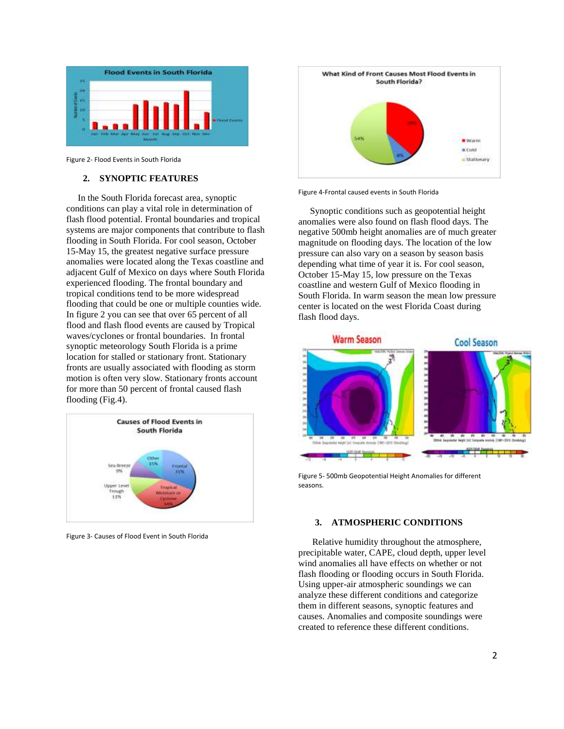Figure 2- Flood Events in South Florida

## 2. SYNOPTIC FEATURES

In the South Florida forecast area, synoptic conditions can play a vital role in determination of flash flood potential. Frontal boundaries and tropical systems are major components that contribute to flash flooding in South Florida. For cool season, October 15-May 15, the greatest negative surface pressure anomalies were located along the Texas coastline and adjacent Gulf of Mexico on days where South Florida experienced flooding. The frontal boundary and tropical conditions tend to be more widespread flooding that could be one or multiple counties wide. In figure 2 you can see that over 65 percent of all flood and flash flood events are caused by Tropical waves/cyclones or frontal boundaries. In frontal synoptic meteorology South Florida is a prime location for stalled or stationary front. Stationary fronts are usually associated with flooding as storm motion is often very slow. Stationary fronts account for more than 50 percent of frontal caused flash flooding (Fig.4).

Figure 3- Causes of Flood Event in South Florida

Figure 4-Frontal caused events in South Florida

Synoptic conditions such as geopotential height anomalies were also found on flash flood days. The negative 500mb height anomalies are of much greater magnitude on flooding days. The location of the low pressure can also vary on a season by season basis depending what time of year it is. For cool season, October 15-May 15, low pressure on the Texas coastline and western Gulf of Mexico flooding in South Florida. In warm season the mean low pressure center is located on the west Florida Coast during flash flood days.

Figure 5- 500mb Geopotential Height Anomalies for different seasons.

## 3. ATMOSPHERIC CONDITIONS

Relative humidity throughout the atmosphere, precipitable water, CAPE, cloud depth, upper level wind anomalies all have effects on whether or not flash flooding or flooding occurs in South Florida. Using upper-air atmospheric soundings we can analyze these different conditions and categorize them in different seasons, synoptic features and causes. Anomalies and composite soundings were created to reference these different conditions.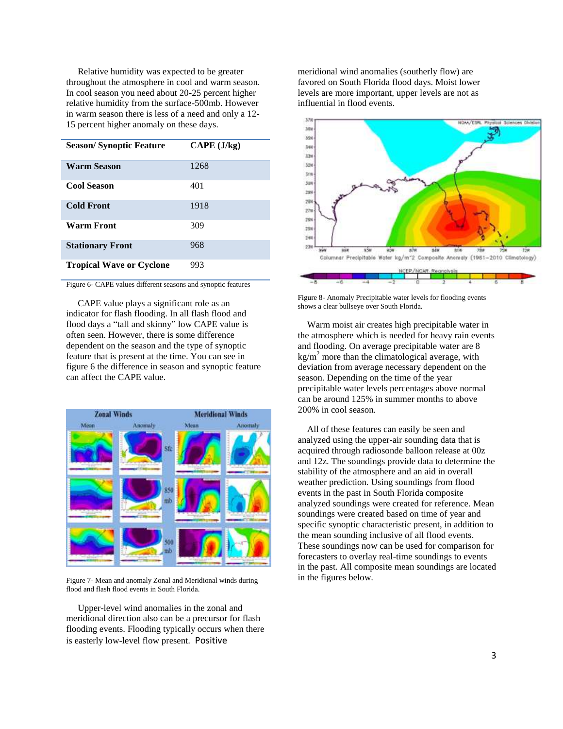Relative humidity was expected to be greater throughout the atmosphere in cool and warm season. In cool season you need about 20-25 percent higher relative humidity from the surface-500mb. However in warm season there is less of a need and only a 12-15 percent higher anomaly on these days.

| Season/ Synoptic Feature | CAPE (J/kg) |
|---|---|
| Warm Season | 1268 |
| Cool Season | 401 |
| Cold Front | 1918 |
| Warm Front | 309 |
| Stationary Front | 968 |
| Tropical Wave or Cyclone | 993 |

Figure 6- CAPE values different seasons and synoptic features

CAPE value plays a significant role as an indicator for flash flooding. In all flash flood and flood days a "tall and skinny" low CAPE value is often seen. However, there is some difference dependent on the season and the type of synoptic feature that is present at the time. You can see in figure 6 the difference in season and synoptic feature can affect the CAPE value.

Figure 7- Mean and anomaly Zonal and Meridional winds during flood and flash flood events in South Florida.

Upper-level wind anomalies in the zonal and meridional direction also can be a precursor for flash flooding events. Flooding typically occurs when there is easterly low-level flow present. Positive meridional wind anomalies (southerly flow) are favored on South Florida flood days. Moist lower levels are more important, upper levels are not as influential in flood events.

Figure 8- Anomaly Precipitable water levels for flooding events shows a clear bullseye over South Florida.

Warm moist air creates high precipitable water in the atmosphere which is needed for heavy rain events and flooding. On average precipitable water are 8 $kg/m^2$ more than the climatological average, with deviation from average necessary dependent on the season. Depending on the time of the year precipitable water levels percentages above normal can be around 125% in summer months to above 200% in cool season.

All of these features can easily be seen and analyzed using the upper-air sounding data that is acquired through radiosonde balloon release at 00z and 12z. The soundings provide data to determine the stability of the atmosphere and an aid in overall weather prediction. Using soundings from flood events in the past in South Florida composite analyzed soundings were created for reference. Mean soundings were created based on time of year and specific synoptic characteristic present, in addition to the mean sounding inclusive of all flood events. These soundings now can be used for comparison for forecasters to overlay real-time soundings to events in the past. All composite mean soundings are located in the figures below.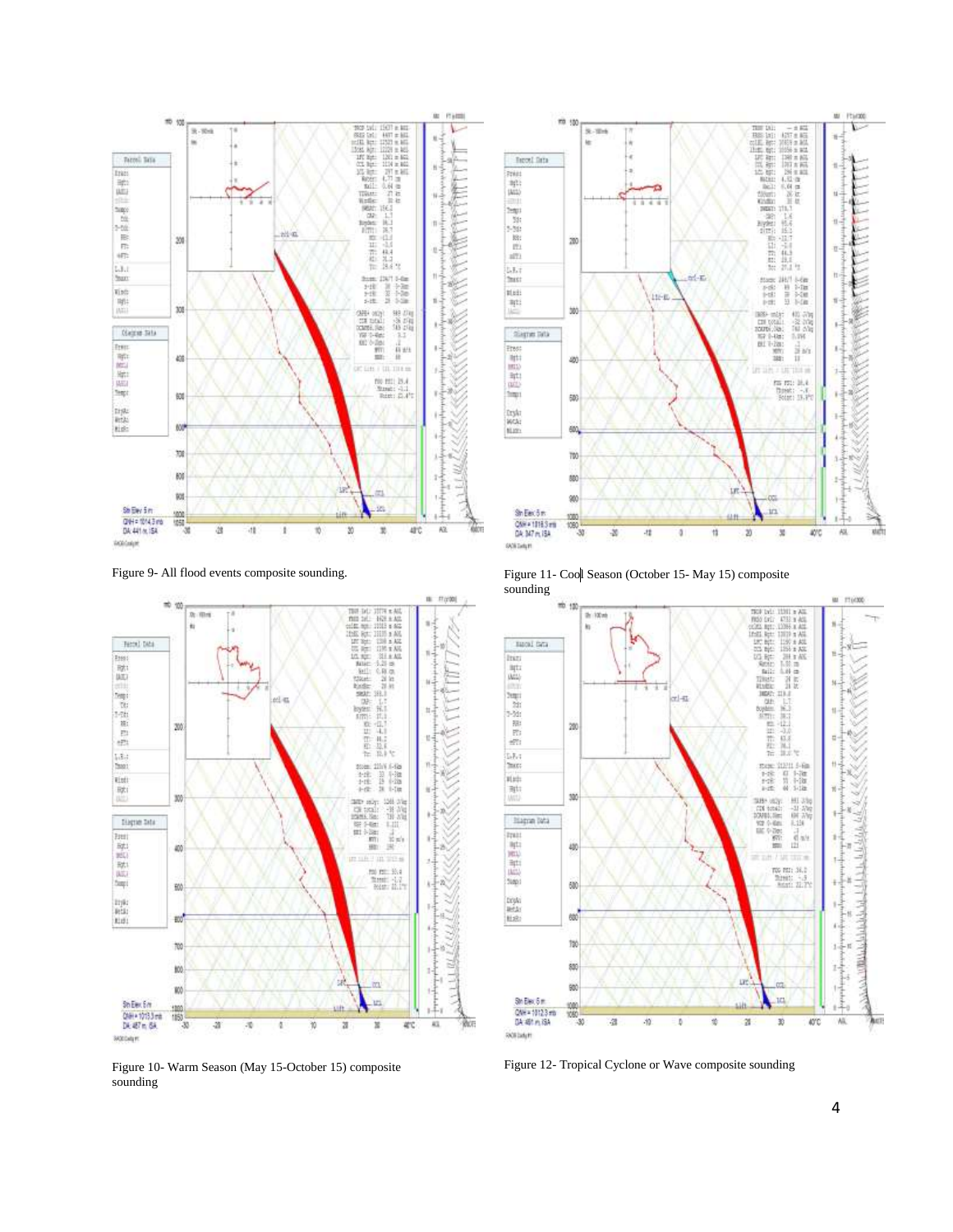Figure 9- All flood events composite sounding.

Figure 11- Cool Season (October 15- May 15) composite sounding

Figure 10- Warm Season (May 15-October 15) composite sounding

Figure 12- Tropical Cyclone or Wave composite sounding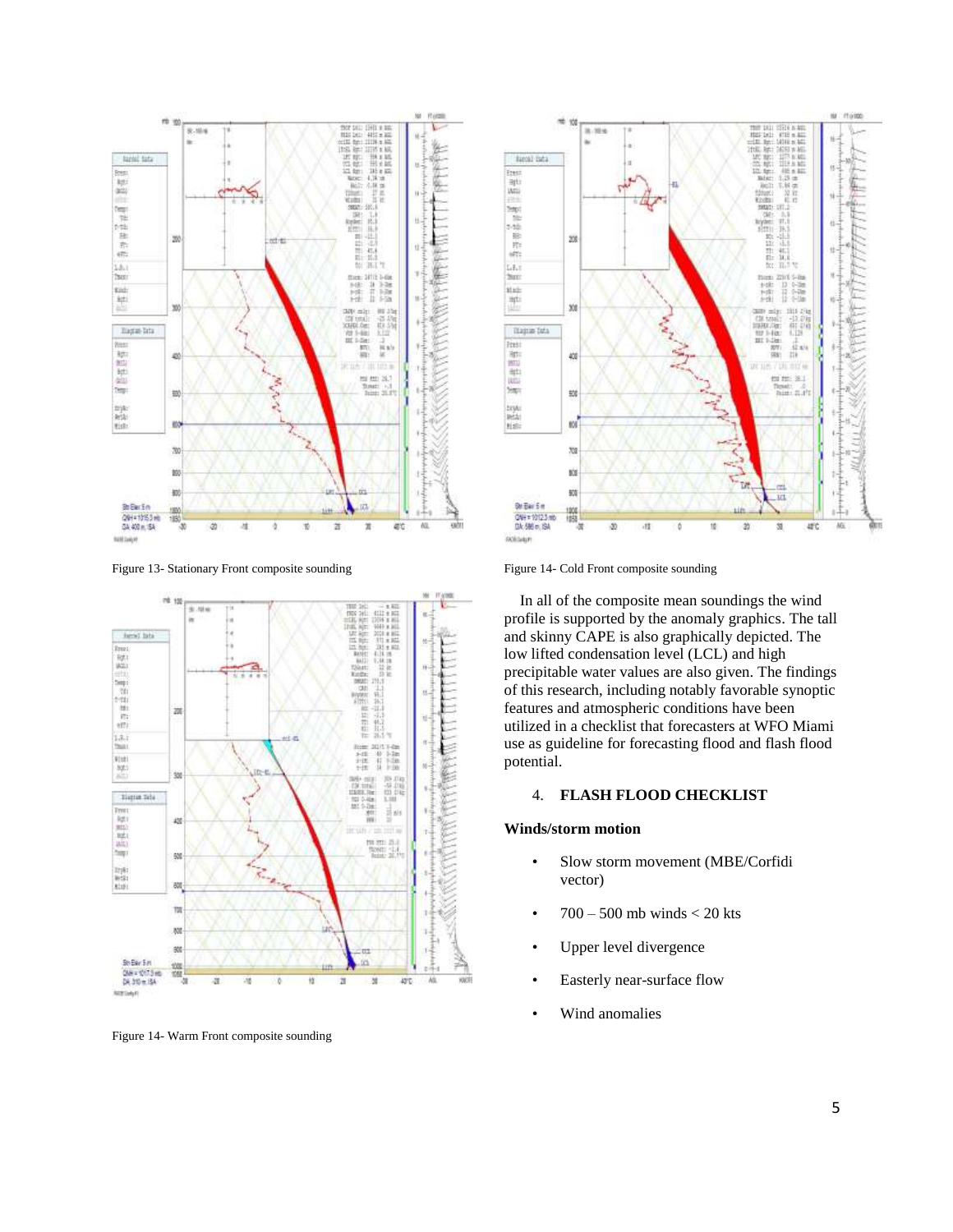Figure 13- Stationary Front composite sounding

Figure 14- Cold Front composite sounding

Figure 14- Warm Front composite sounding

In all of the composite mean soundings the wind profile is supported by the anomaly graphics. The tall and skinny CAPE is also graphically depicted. The low lifted condensation level (LCL) and high precipitable water values are also given. The findings of this research, including notably favorable synoptic features and atmospheric conditions have been utilized in a checklist that forecasters at WFO Miami use as guideline for forecasting flood and flash flood potential.

## 4. FLASH FLOOD CHECKLIST

### Winds/storm motion

- Slow storm movement (MBE/Corfidi vector)
- 700 – 500 mb winds < 20 kts
- Upper level divergence
- Easterly near-surface flow
- Wind anomalies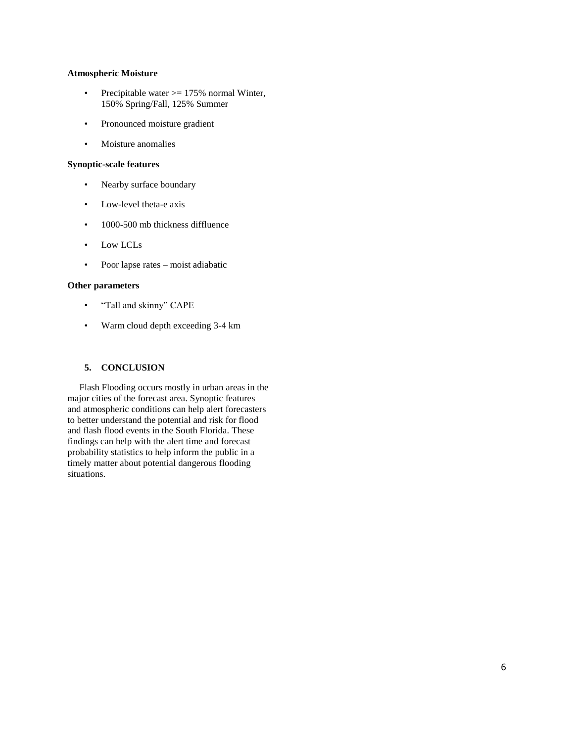**Atmospheric Moisture**

- Precipitable water >= 175% normal Winter, 150% Spring/Fall, 125% Summer
- Pronounced moisture gradient
- Moisture anomalies

**Synoptic-scale features**

- Nearby surface boundary
- Low-level theta-e axis
- 1000-500 mb thickness diffluence
- Low LCLs
- Poor lapse rates – moist adiabatic

**Other parameters**

- "Tall and skinny" CAPE
- Warm cloud depth exceeding 3-4 km

## 5. CONCLUSION

Flash Flooding occurs mostly in urban areas in the major cities of the forecast area. Synoptic features and atmospheric conditions can help alert forecasters to better understand the potential and risk for flood and flash flood events in the South Florida. These findings can help with the alert time and forecast probability statistics to help inform the public in a timely matter about potential dangerous flooding situations.